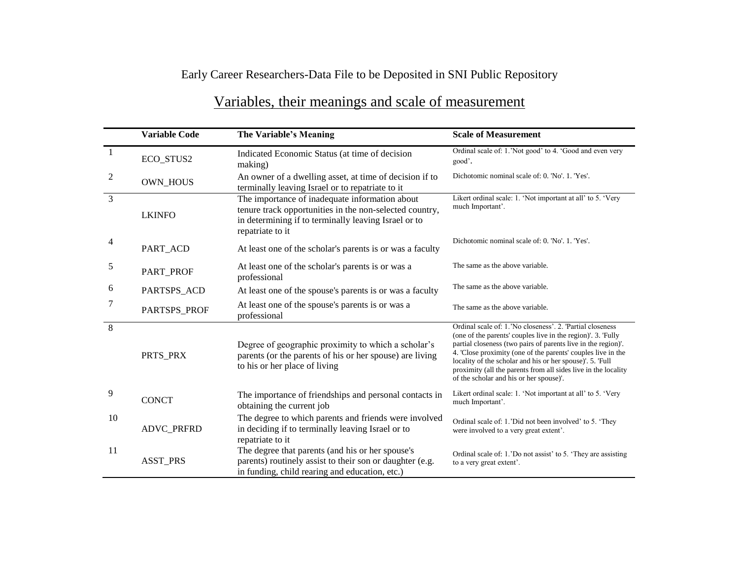Early Career Researchers-Data File to be Deposited in SNI Public Repository

## Variables, their meanings and scale of measurement

| | Variable Code | The Variable's Meaning | Scale of Measurement |
|---|---|---|---|
| 1 | ECO_STUS2 | Indicated Economic Status (at time of decision making) | Ordinal scale of: 1.'Not good' to 4. 'Good and even very good'. |
| 2 | OWN_HOUS | An owner of a dwelling asset, at time of decision if to terminally leaving Israel or to repatriate to it | Dichotomic nominal scale of: 0. 'No'. 1. 'Yes'. |
| 3 | LKINFO | The importance of inadequate information about tenure track opportunities in the non-selected country, in determining if to terminally leaving Israel or to repatriate to it | Likert ordinal scale: 1. 'Not important at all' to 5. 'Very much Important'. |
| 4 | PART_ACD | At least one of the scholar's parents is or was a faculty | Dichotomic nominal scale of: 0. 'No'. 1. 'Yes'. |
| 5 | PART_PROF | At least one of the scholar's parents is or was a professional | The same as the above variable. |
| 6 | PARTSPS_ACD | At least one of the spouse's parents is or was a faculty | The same as the above variable. |
| 7 | PARTSPS_PROF | At least one of the spouse's parents is or was a professional | The same as the above variable. |
| 8 | PRTS_PRX | Degree of geographic proximity to which a scholar's parents (or the parents of his or her spouse) are living to his or her place of living | Ordinal scale of: 1.'No closeness'. 2. 'Partial closeness (one of the parents' couples live in the region)'. 3. 'Fully partial closeness (two pairs of parents live in the region)'. 4. 'Close proximity (one of the parents' couples live in the locality of the scholar and his or her spouse)'. 5. 'Full proximity (all the parents from all sides live in the locality of the scholar and his or her spouse)'. |
| 9 | CONCT | The importance of friendships and personal contacts in obtaining the current job | Likert ordinal scale: 1. 'Not important at all' to 5. 'Very much Important'. |
| 10 | ADVC_PRFRD | The degree to which parents and friends were involved in deciding if to terminally leaving Israel or to repatriate to it | Ordinal scale of: 1.'Did not been involved' to 5. 'They were involved to a very great extent'. |
| 11 | ASST_PRS | The degree that parents (and his or her spouse's parents) routinely assist to their son or daughter (e.g. in funding, child rearing and education, etc.) | Ordinal scale of: 1.'Do not assist' to 5. 'They are assisting to a very great extent'. |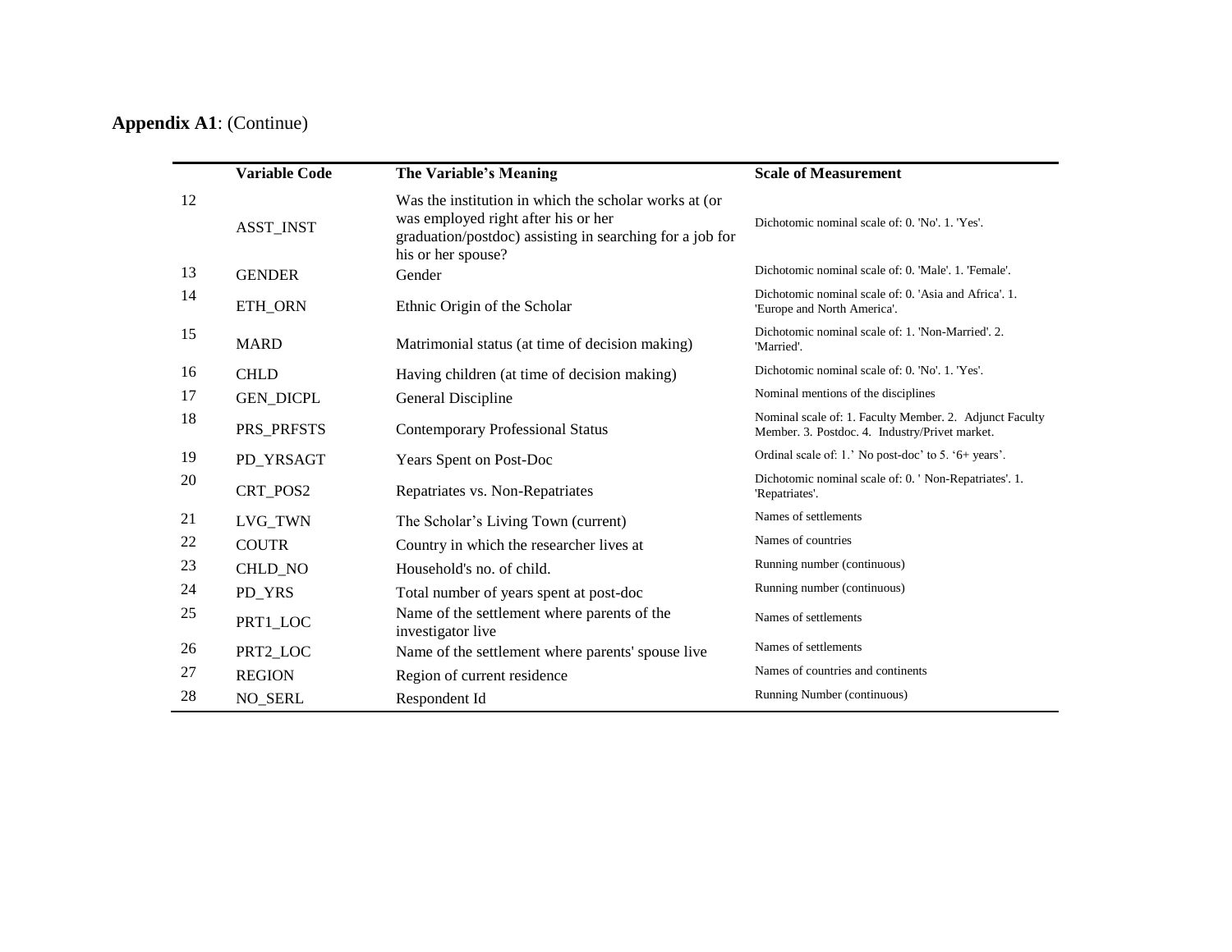**Appendix A1**: (Continue)

| | Variable Code | The Variable's Meaning | Scale of Measurement |
|---|---|---|---|
| 12 | ASST_INST | Was the institution in which the scholar works at (or was employed right after his or her graduation/postdoc) assisting in searching for a job for his or her spouse? | Dichotomic nominal scale of: 0. 'No'. 1. 'Yes'. |
| 13 | GENDER | Gender | Dichotomic nominal scale of: 0. 'Male'. 1. 'Female'. |
| 14 | ETH_ORN | Ethnic Origin of the Scholar | Dichotomic nominal scale of: 0. 'Asia and Africa'. 1. 'Europe and North America'. |
| 15 | MARD | Matrimonial status (at time of decision making) | Dichotomic nominal scale of: 1. 'Non-Married'. 2. 'Married'. |
| 16 | CHLD | Having children (at time of decision making) | Dichotomic nominal scale of: 0. 'No'. 1. 'Yes'. |
| 17 | GEN_DICPL | General Discipline | Nominal mentions of the disciplines |
| 18 | PRS_PRFSTS | Contemporary Professional Status | Nominal scale of: 1. Faculty Member. 2. Adjunct Faculty Member. 3. Postdoc. 4. Industry/Privet market. |
| 19 | PD_YRSAGT | Years Spent on Post-Doc | Ordinal scale of: 1.' No post-doc' to 5. '6+ years'. |
| 20 | CRT_POS2 | Repatriates vs. Non-Repatriates | Dichotomic nominal scale of: 0. ' Non-Repatriates'. 1. 'Repatriates'. |
| 21 | LVG_TWN | The Scholar's Living Town (current) | Names of settlements |
| 22 | COUTR | Country in which the researcher lives at | Names of countries |
| 23 | CHLD_NO | Household's no. of child. | Running number (continuous) |
| 24 | PD_YRS | Total number of years spent at post-doc | Running number (continuous) |
| 25 | PRT1_LOC | Name of the settlement where parents of the investigator live | Names of settlements |
| 26 | PRT2_LOC | Name of the settlement where parents' spouse live | Names of settlements |
| 27 | REGION | Region of current residence | Names of countries and continents |
| 28 | NO_SERL | Respondent Id | Running Number (continuous) |